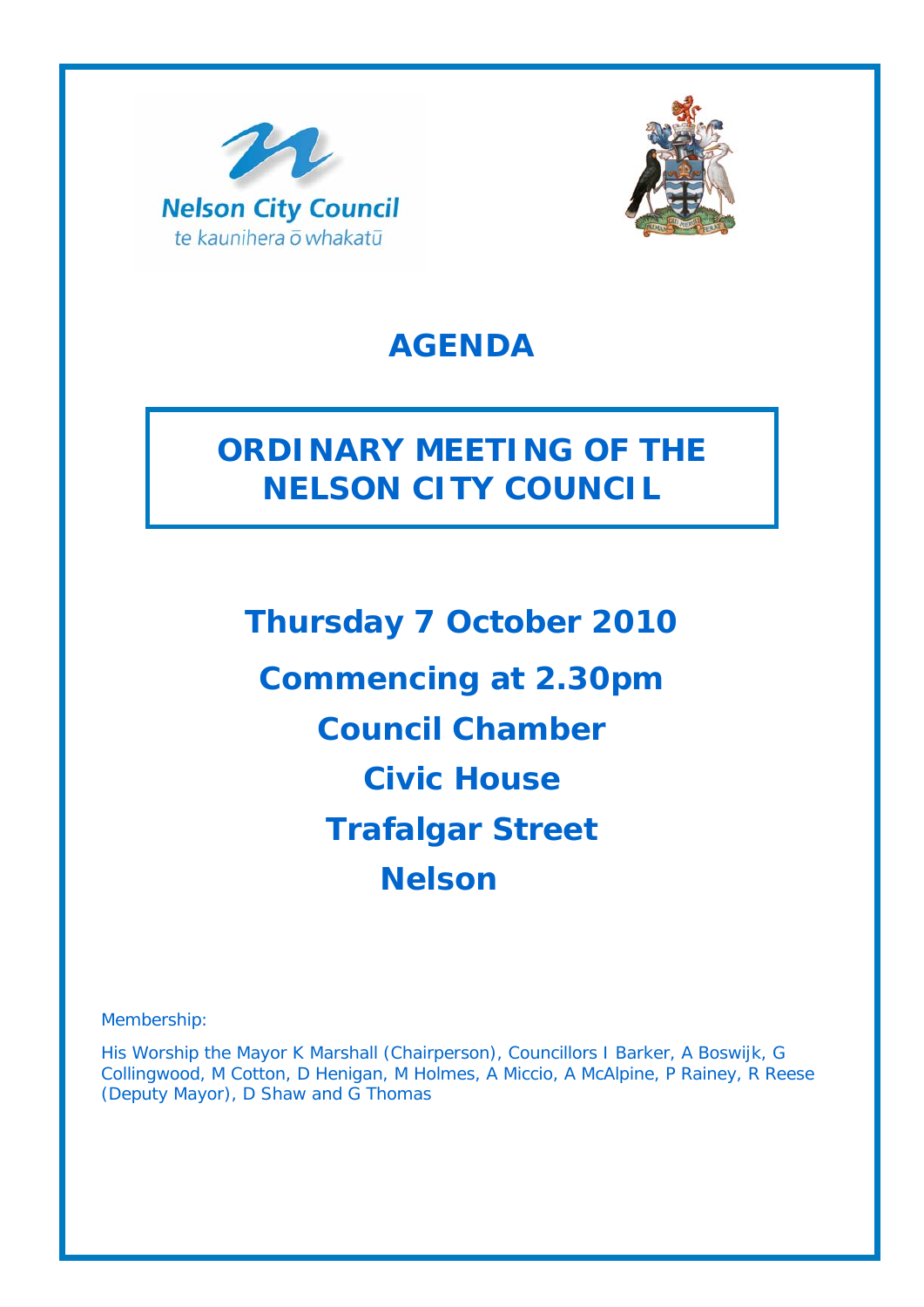Nelson City Council
te kaunihera ō whakatū

# AGENDA

## ORDINARY MEETING OF THE NELSON CITY COUNCIL

**Thursday 7 October 2010**

**Commencing at 2.30pm**

**Council Chamber**

**Civic House**

**Trafalgar Street**

**Nelson**

Membership:

His Worship the Mayor K Marshall (Chairperson), Councillors I Barker, A Boswijk, G Collingwood, M Cotton, D Henigan, M Holmes, A Miccio, A McAlpine, P Rainey, R Reese (Deputy Mayor), D Shaw and G Thomas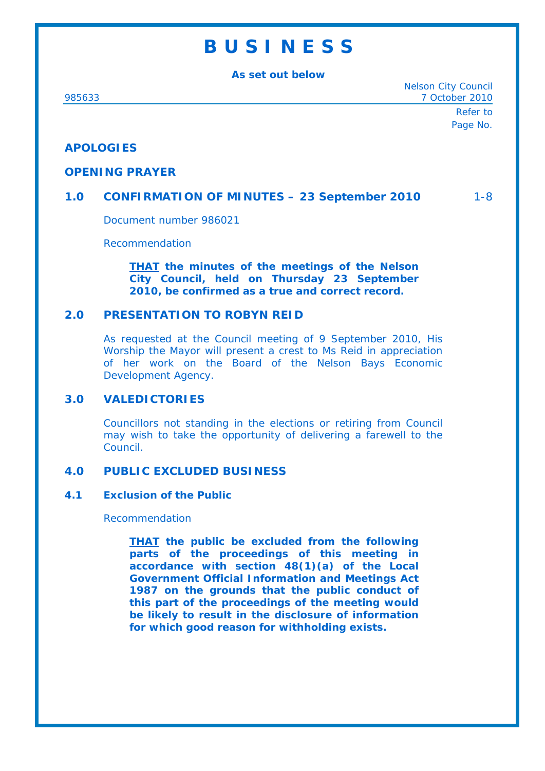# B U S I N E S S

**As set out below**

985633

Nelson City Council
7 October 2010

Refer to
Page No.

## APOLOGIES

## OPENING PRAYER

## 1.0 CONFIRMATION OF MINUTES – 23 September 2010 — 1-8

Document number 986021

Recommendation

> **THAT the minutes of the meetings of the Nelson City Council, held on Thursday 23 September 2010, be confirmed as a true and correct record.**

## 2.0 PRESENTATION TO ROBYN REID

As requested at the Council meeting of 9 September 2010, His Worship the Mayor will present a crest to Ms Reid in appreciation of her work on the Board of the Nelson Bays Economic Development Agency.

## 3.0 VALEDICTORIES

Councillors not standing in the elections or retiring from Council may wish to take the opportunity of delivering a farewell to the Council.

## 4.0 PUBLIC EXCLUDED BUSINESS

### 4.1 Exclusion of the Public

Recommendation

> **THAT the public be excluded from the following parts of the proceedings of this meeting in accordance with section 48(1)(a) of the Local Government Official Information and Meetings Act 1987 on the grounds that the public conduct of this part of the proceedings of the meeting would be likely to result in the disclosure of information for which good reason for withholding exists.**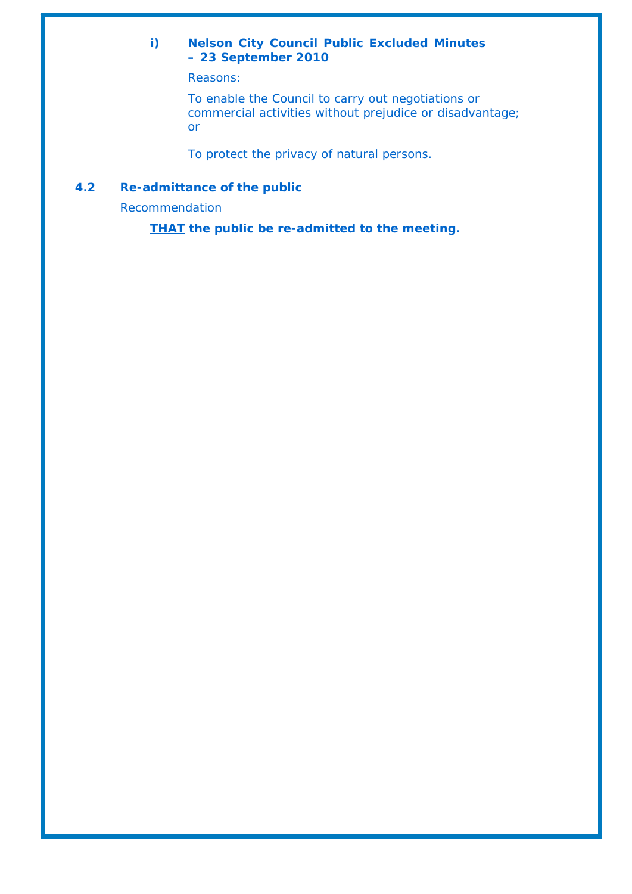**i) Nelson City Council Public Excluded Minutes – 23 September 2010**

Reasons:

To enable the Council to carry out negotiations or commercial activities without prejudice or disadvantage; or

To protect the privacy of natural persons.

**4.2 Re-admittance of the public**

Recommendation

**THAT the public be re-admitted to the meeting.**